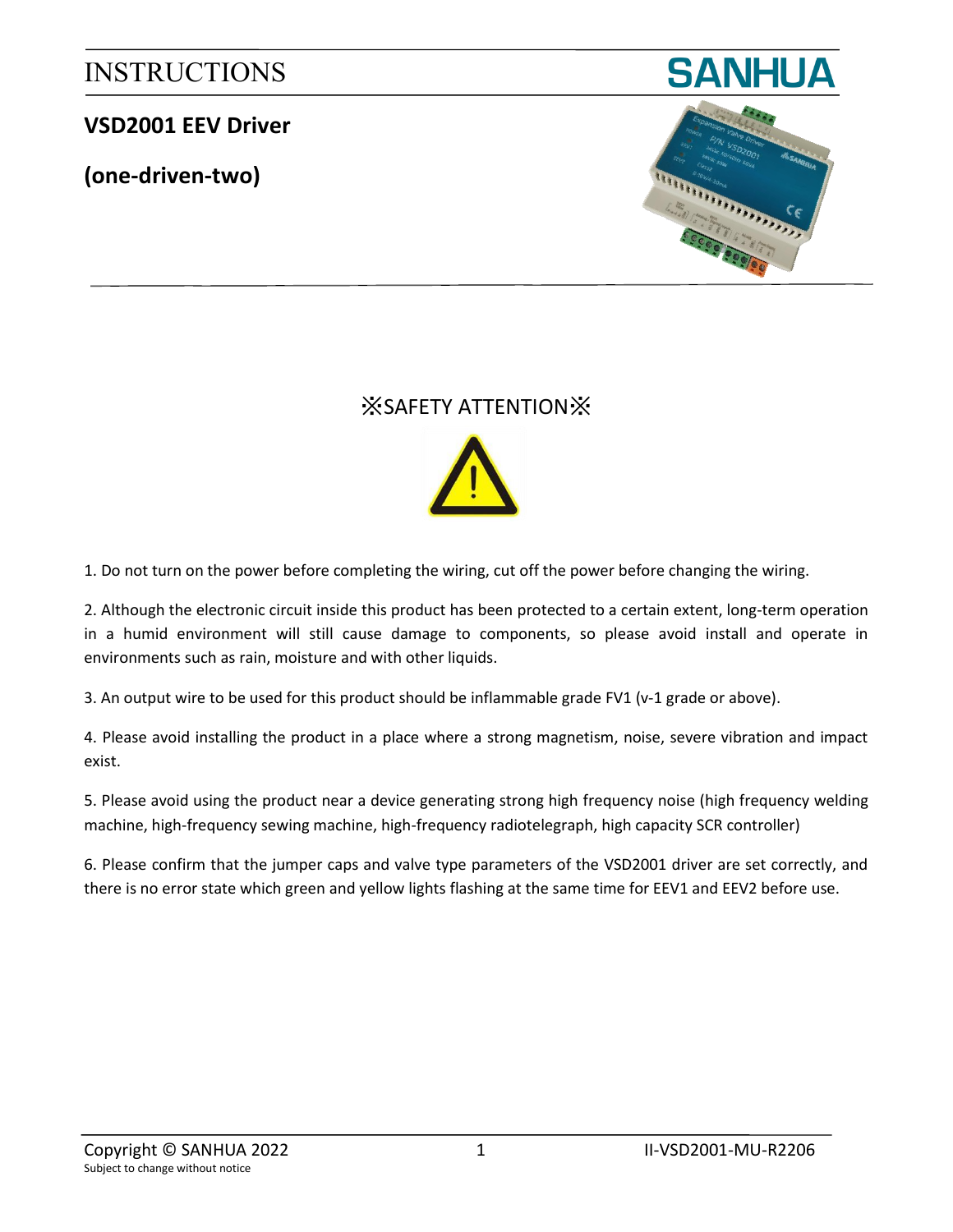# INSTRUCTIONS

SANHUA

## VSD2001 EEV Driver

## (one-driven-two)

### ※SAFETY ATTENTION※

1. Do not turn on the power before completing the wiring, cut off the power before changing the wiring.

2. Although the electronic circuit inside this product has been protected to a certain extent, long-term operation in a humid environment will still cause damage to components, so please avoid install and operate in environments such as rain, moisture and with other liquids.

3. An output wire to be used for this product should be inflammable grade FV1 (v-1 grade or above).

4. Please avoid installing the product in a place where a strong magnetism, noise, severe vibration and impact exist.

5. Please avoid using the product near a device generating strong high frequency noise (high frequency welding machine, high-frequency sewing machine, high-frequency radiotelegraph, high capacity SCR controller)

6. Please confirm that the jumper caps and valve type parameters of the VSD2001 driver are set correctly, and there is no error state which green and yellow lights flashing at the same time for EEV1 and EEV2 before use.

Copyright © SANHUA 2022
Subject to change without notice

II-VSD2001-MU-R2206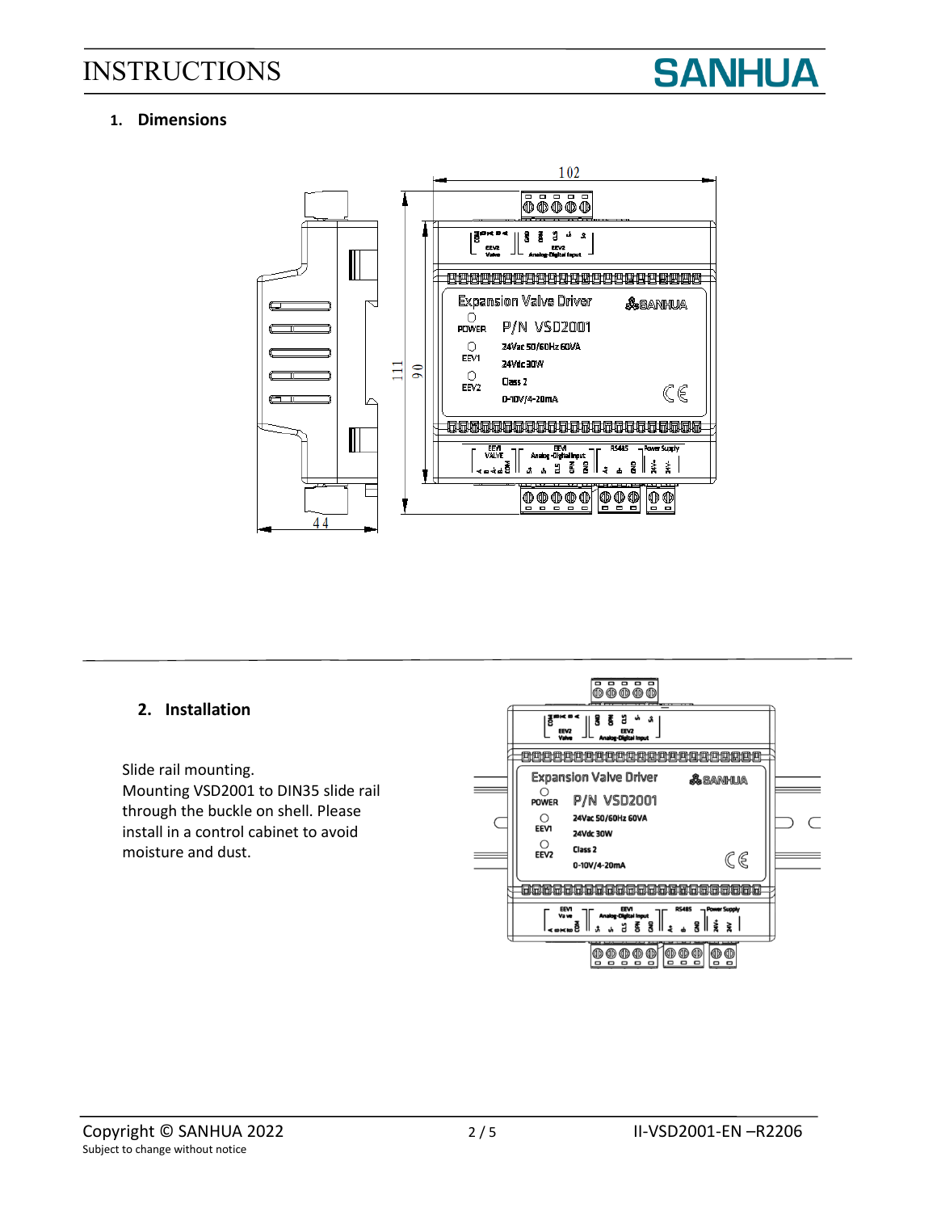## 1. Dimensions

## 2. Installation

Slide rail mounting.
Mounting VSD2001 to DIN35 slide rail through the buckle on shell. Please install in a control cabinet to avoid moisture and dust.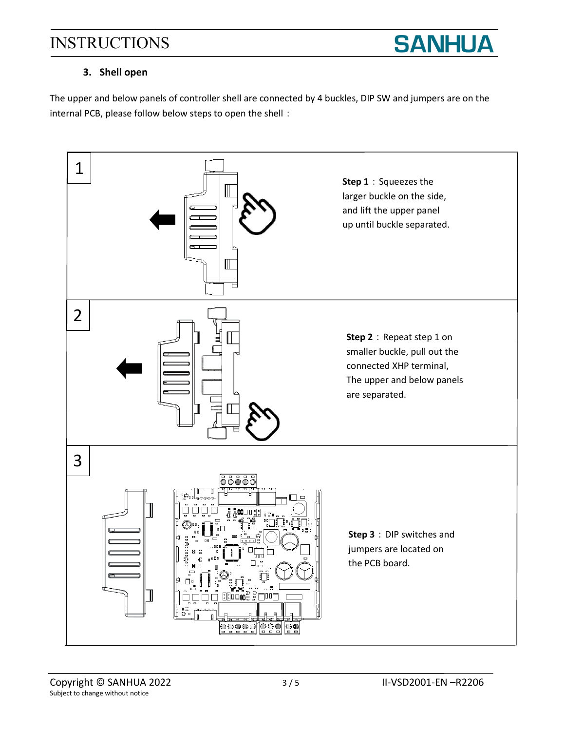### 3. Shell open

The upper and below panels of controller shell are connected by 4 buckles, DIP SW and jumpers are on the internal PCB, please follow below steps to open the shell：

1

**Step 1**：Squeezes the larger buckle on the side, and lift the upper panel up until buckle separated.

2

**Step 2**：Repeat step 1 on smaller buckle, pull out the connected XHP terminal, The upper and below panels are separated.

3

**Step 3**：DIP switches and jumpers are located on the PCB board.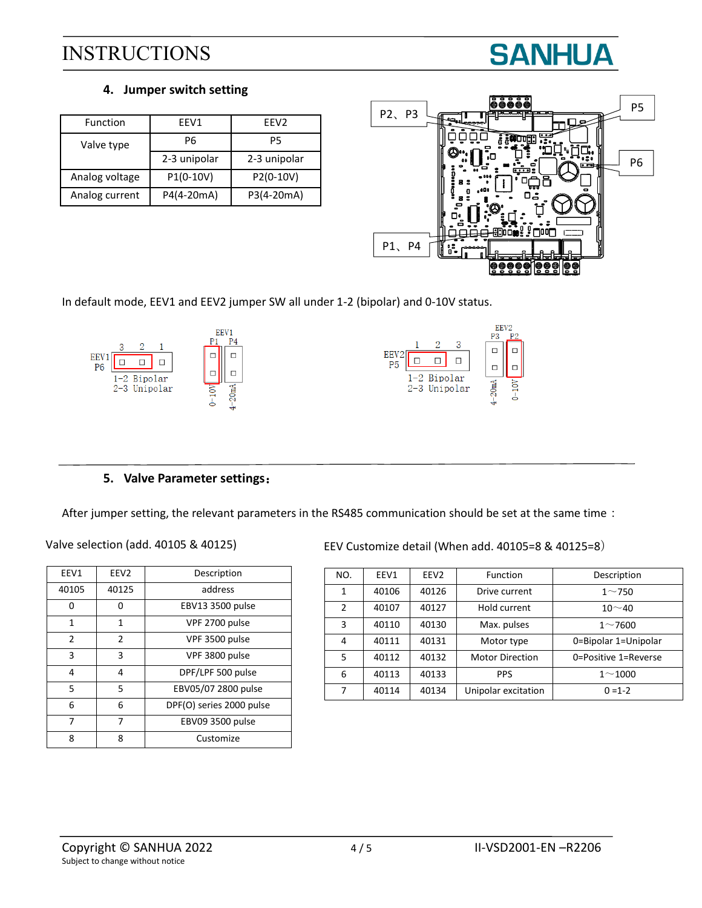## 4. Jumper switch setting

| Function | EEV1 | EEV2 |
|---|---|---|
| Valve type | P6 | P5 |
| | 2-3 unipolar | 2-3 unipolar |
| Analog voltage | P1(0-10V) | P2(0-10V) |
| Analog current | P4(4-20mA) | P3(4-20mA) |

In default mode, EEV1 and EEV2 jumper SW all under 1-2 (bipolar) and 0-10V status.

## 5. Valve Parameter settings：

After jumper setting, the relevant parameters in the RS485 communication should be set at the same time：

Valve selection (add. 40105 & 40125)

| EEV1 | EEV2 | Description |
|---|---|---|
| 40105 | 40125 | address |
| 0 | 0 | EBV13 3500 pulse |
| 1 | 1 | VPF 2700 pulse |
| 2 | 2 | VPF 3500 pulse |
| 3 | 3 | VPF 3800 pulse |
| 4 | 4 | DPF/LPF 500 pulse |
| 5 | 5 | EBV05/07 2800 pulse |
| 6 | 6 | DPF(O) series 2000 pulse |
| 7 | 7 | EBV09 3500 pulse |
| 8 | 8 | Customize |

EEV Customize detail (When add. 40105=8 & 40125=8)

| NO. | EEV1 | EEV2 | Function | Description |
|---|---|---|---|---|
| 1 | 40106 | 40126 | Drive current | 1～750 |
| 2 | 40107 | 40127 | Hold current | 10～40 |
| 3 | 40110 | 40130 | Max. pulses | 1～7600 |
| 4 | 40111 | 40131 | Motor type | 0=Bipolar 1=Unipolar |
| 5 | 40112 | 40132 | Motor Direction | 0=Positive 1=Reverse |
| 6 | 40113 | 40133 | PPS | 1～1000 |
| 7 | 40114 | 40134 | Unipolar excitation | 0 =1-2 |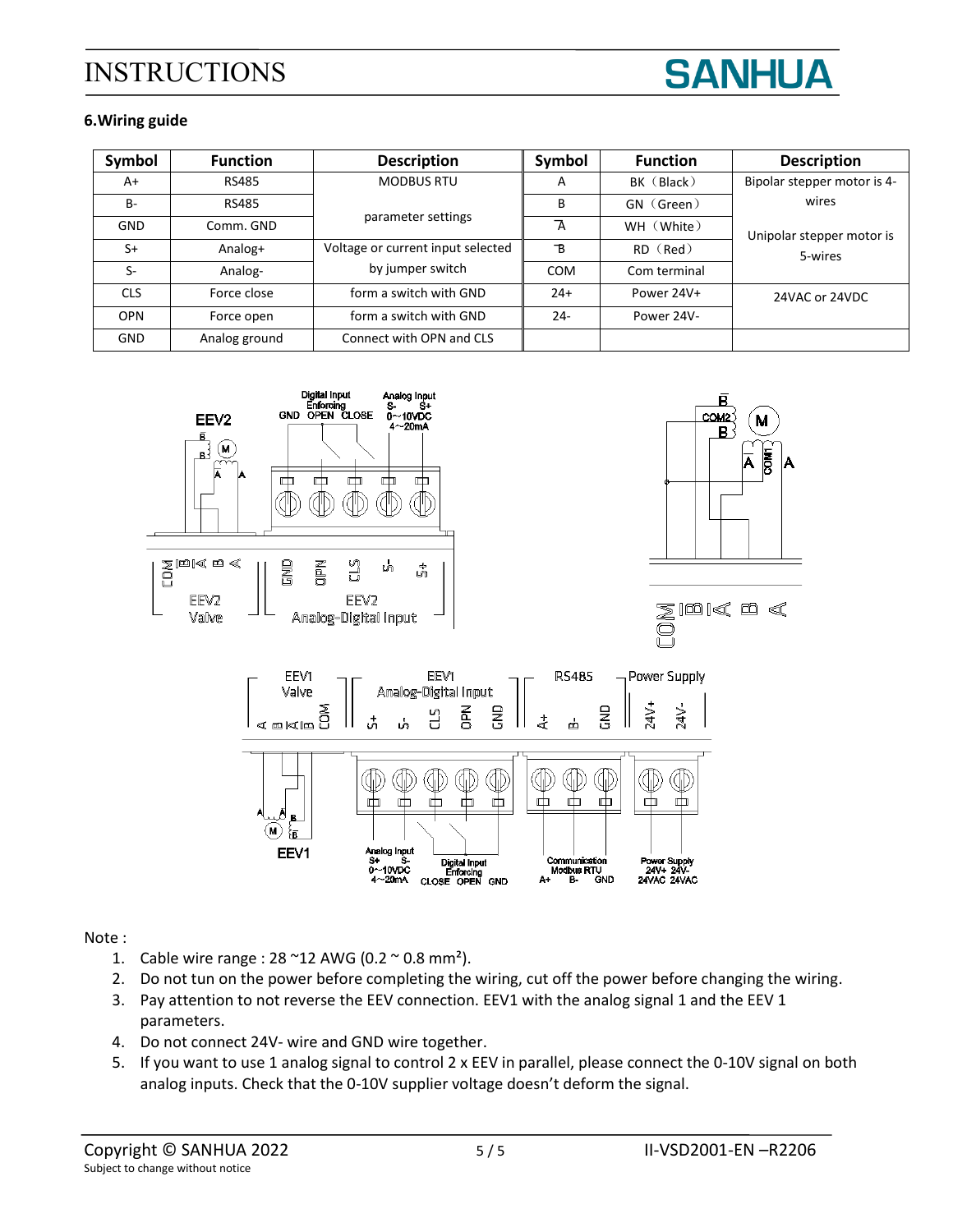## 6.Wiring guide

| Symbol | Function | Description | Symbol | Function | Description |
|---|---|---|---|---|---|
| A+ | RS485 | MODBUS RTU | A | BK（Black） | Bipolar stepper motor is 4-wires |
| B- | RS485 | parameter settings | B | GN（Green） | |
| GND | Comm. GND | | $\overline{A}$ | WH（White） | Unipolar stepper motor is 5-wires |
| S+ | Analog+ | Voltage or current input selected by jumper switch | $\overline{B}$ | RD（Red） | |
| S- | Analog- | | COM | Com terminal | |
| CLS | Force close | form a switch with GND | 24+ | Power 24V+ | 24VAC or 24VDC |
| OPN | Force open | form a switch with GND | 24- | Power 24V- | |
| GND | Analog ground | Connect with OPN and CLS | | | |

EEV2

Digital Input Enforcing
GND OPEN CLOSE

Analog Input
S- S+
0~10VDC
4~20mA

COM $\overline{B}$ $\overline{A}$ B A

EEV2 Valve

GND OPN CLS S- S+

EEV2 Analog-Digital Input

COM2 COM1 M A $\overline{A}$ B $\overline{B}$

COM $\overline{B}$ $\overline{A}$ B A

EEV1 Valve

A B $\overline{A}$ $\overline{B}$ COM

EEV1 Analog-Digital Input

S+ S- CLS OPN GND

RS485

A+ B- GND

Power Supply

24V+ 24V-

EEV1

Analog Input
S+ S-
0~10VDC
4~20mA

Digital Input Enforcing
CLOSE OPEN GND

Communication Modbus RTU
A+ B- GND

Power Supply
24V+ 24V-
24VAC 24VAC

Note :

1. Cable wire range : 28 ~12 AWG (0.2 ~ 0.8 mm²).
2. Do not tun on the power before completing the wiring, cut off the power before changing the wiring.
3. Pay attention to not reverse the EEV connection. EEV1 with the analog signal 1 and the EEV 1 parameters.
4. Do not connect 24V- wire and GND wire together.
5. If you want to use 1 analog signal to control 2 x EEV in parallel, please connect the 0-10V signal on both analog inputs. Check that the 0-10V supplier voltage doesn't deform the signal.

Copyright © SANHUA 2022
Subject to change without notice

II-VSD2001-EN –R2206